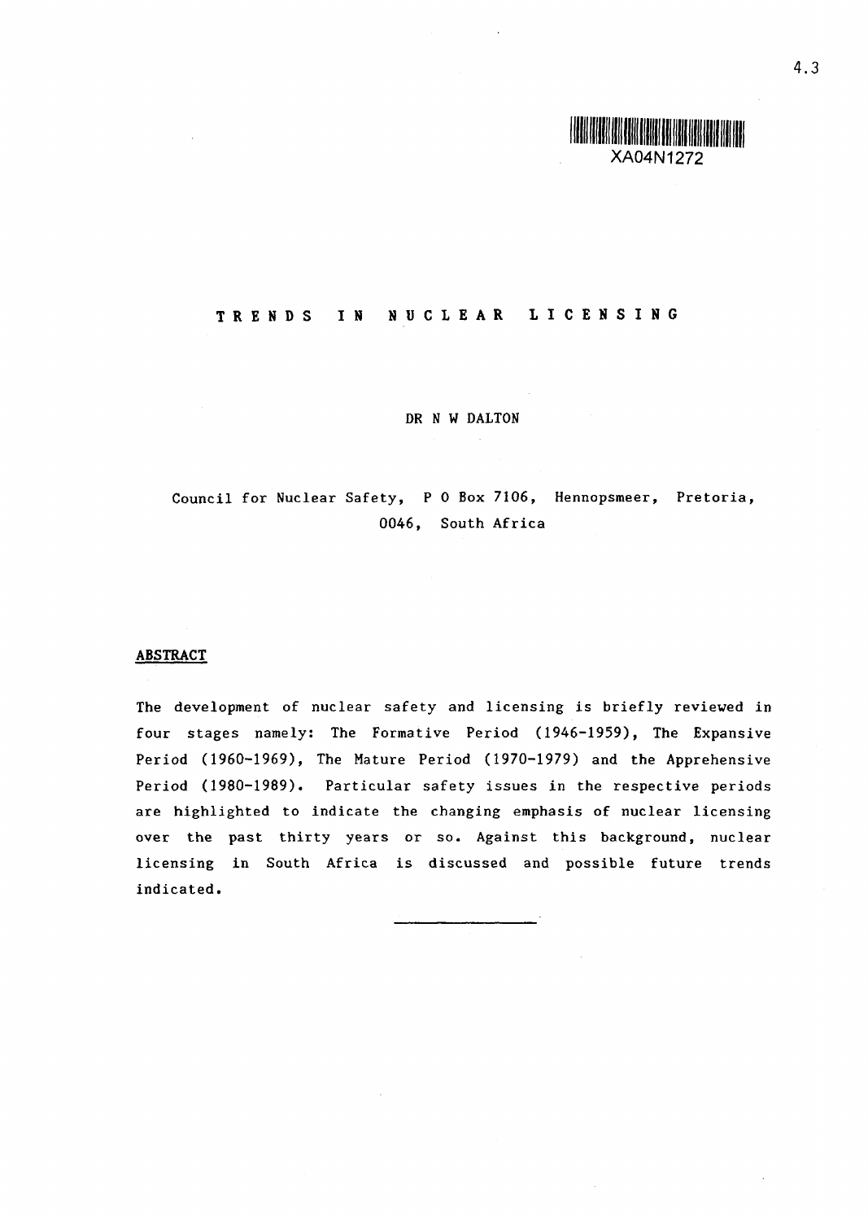# TRENDS IN NUCLEAR LICENSING

DR N W DALTON

Council for Nuclear Safety, P O Box 7106, Hennopsmeer, Pretoria, 0046, South Africa

## ABSTRACT

The development of nuclear safety and licensing is briefly reviewed in four stages namely: The Formative Period (1946-1959), The Expansive Period (1960-1969), The Mature Period (1970-1979) and the Apprehensive Period (1980-1989). Particular safety issues in the respective periods are highlighted to indicate the changing emphasis of nuclear licensing over the past thirty years or so. Against this background, nuclear licensing in South Africa is discussed and possible future trends indicated.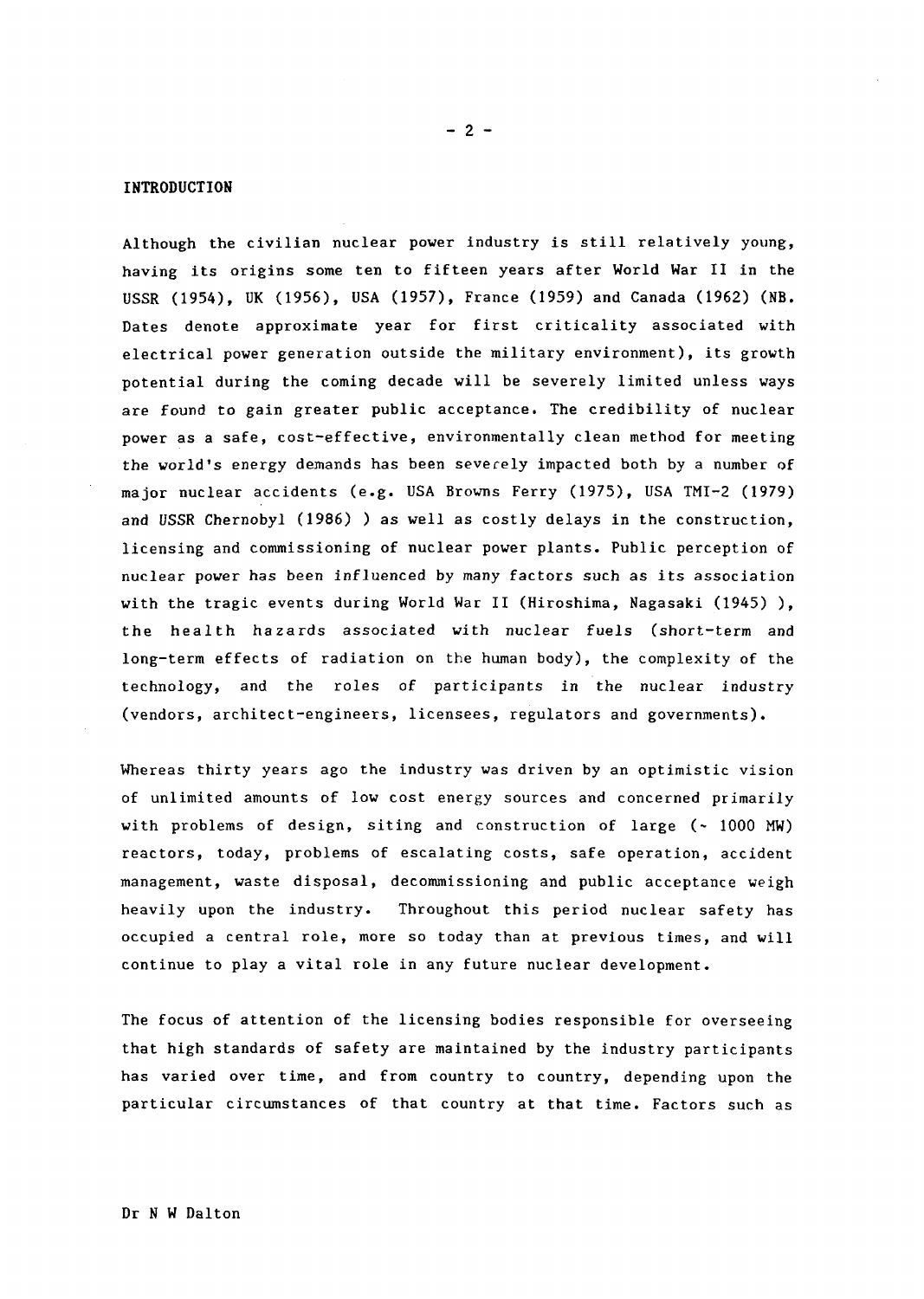## INTRODUCTION

Although the civilian nuclear power industry is still relatively young, having its origins some ten to fifteen years after World War II in the USSR (1954), UK (1956), USA (1957), France (1959) and Canada (1962) (NB. Dates denote approximate year for first criticality associated with electrical power generation outside the military environment), its growth potential during the coming decade will be severely limited unless ways are found to gain greater public acceptance. The credibility of nuclear power as a safe, cost-effective, environmentally clean method for meeting the world's energy demands has been severely impacted both by a number of major nuclear accidents (e.g. USA Browns Ferry (1975), USA TMI-2 (1979) and USSR Chernobyl (1986) ) as well as costly delays in the construction, licensing and commissioning of nuclear power plants. Public perception of nuclear power has been influenced by many factors such as its association with the tragic events during World War II (Hiroshima, Nagasaki (1945) ), the health hazards associated with nuclear fuels (short-term and long-term effects of radiation on the human body), the complexity of the technology, and the roles of participants in the nuclear industry (vendors, architect-engineers, licensees, regulators and governments).

Whereas thirty years ago the industry was driven by an optimistic vision of unlimited amounts of low cost energy sources and concerned primarily with problems of design, siting and construction of large (~ 1000 MW) reactors, today, problems of escalating costs, safe operation, accident management, waste disposal, decommissioning and public acceptance weigh heavily upon the industry. Throughout this period nuclear safety has occupied a central role, more so today than at previous times, and will continue to play a vital role in any future nuclear development.

The focus of attention of the licensing bodies responsible for overseeing that high standards of safety are maintained by the industry participants has varied over time, and from country to country, depending upon the particular circumstances of that country at that time. Factors such as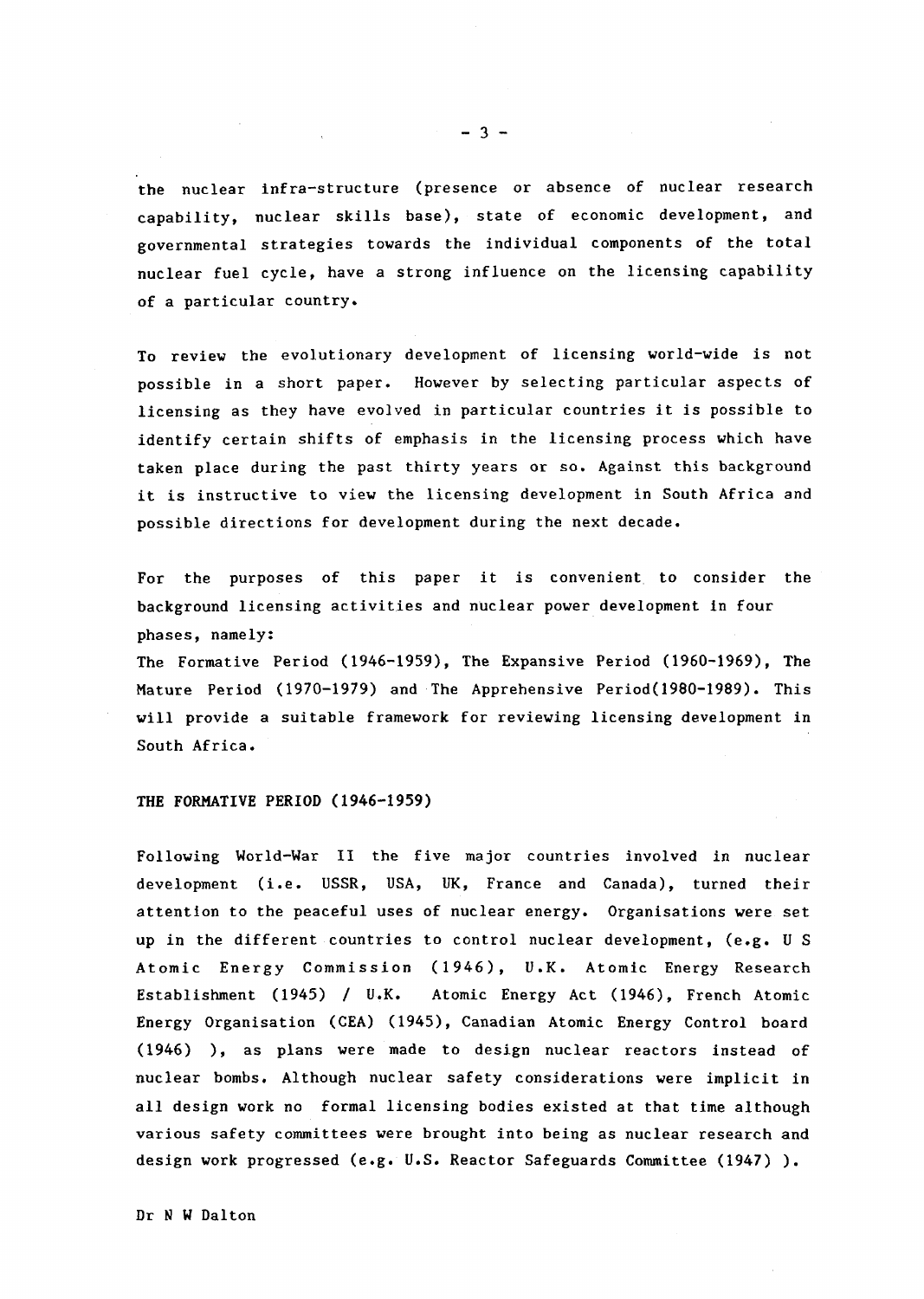the nuclear infra-structure (presence or absence of nuclear research capability, nuclear skills base), state of economic development, and governmental strategies towards the individual components of the total nuclear fuel cycle, have a strong influence on the licensing capability of a particular country.

To review the evolutionary development of licensing world-wide is not possible in a short paper. However by selecting particular aspects of licensing as they have evolved in particular countries it is possible to identify certain shifts of emphasis in the licensing process which have taken place during the past thirty years or so. Against this background it is instructive to view the licensing development in South Africa and possible directions for development during the next decade.

For the purposes of this paper it is convenient to consider the background licensing activities and nuclear power development in four phases, namely:

The Formative Period (1946-1959), The Expansive Period (1960-1969), The Mature Period (1970-1979) and The Apprehensive Period(1980-1989). This will provide a suitable framework for reviewing licensing development in South Africa.

## THE FORMATIVE PERIOD (1946-1959)

Following World-War II the five major countries involved in nuclear development (i.e. USSR, USA, UK, France and Canada), turned their attention to the peaceful uses of nuclear energy. Organisations were set up in the different countries to control nuclear development, (e.g. U S Atomic Energy Commission (1946), U.K. Atomic Energy Research Establishment (1945) / U.K. Atomic Energy Act (1946), French Atomic Energy Organisation (CEA) (1945), Canadian Atomic Energy Control board (1946) ), as plans were made to design nuclear reactors instead of nuclear bombs. Although nuclear safety considerations were implicit in all design work no formal licensing bodies existed at that time although various safety committees were brought into being as nuclear research and design work progressed (e.g. U.S. Reactor Safeguards Committee (1947) ).

Dr N W Dalton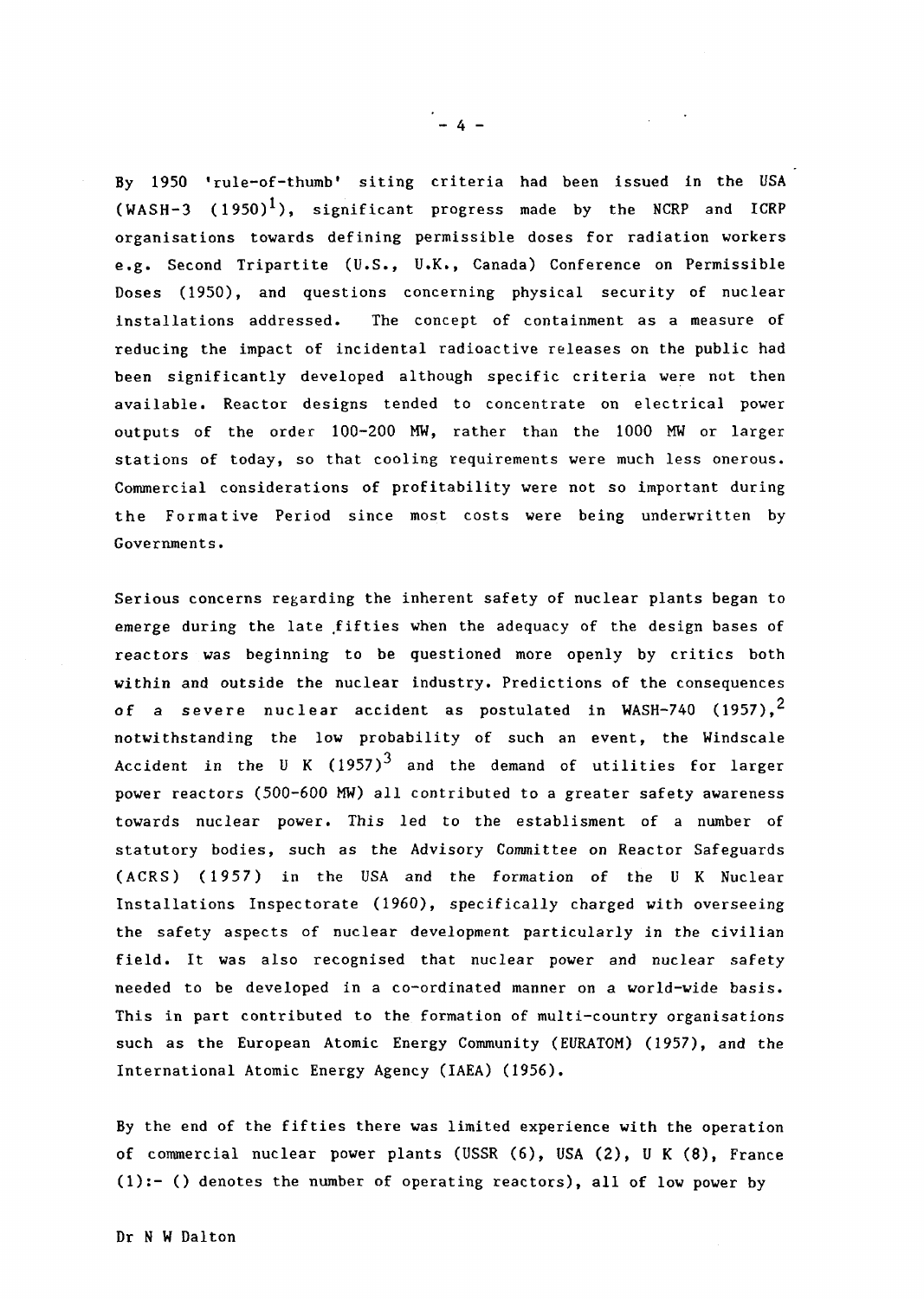By 1950 'rule-of-thumb' siting criteria had been issued in the USA (WASH-3 (1950)[1]), significant progress made by the NCRP and ICRP organisations towards defining permissible doses for radiation workers e.g. Second Tripartite (U.S., U.K., Canada) Conference on Permissible Doses (1950), and questions concerning physical security of nuclear installations addressed. The concept of containment as a measure of reducing the impact of incidental radioactive releases on the public had been significantly developed although specific criteria were not then available. Reactor designs tended to concentrate on electrical power outputs of the order 100-200 MW, rather than the 1000 MW or larger stations of today, so that cooling requirements were much less onerous. Commercial considerations of profitability were not so important during the Formative Period since most costs were being underwritten by Governments.

Serious concerns regarding the inherent safety of nuclear plants began to emerge during the late fifties when the adequacy of the design bases of reactors was beginning to be questioned more openly by critics both within and outside the nuclear industry. Predictions of the consequences of a severe nuclear accident as postulated in WASH-740 (1957),[2] notwithstanding the low probability of such an event, the Windscale Accident in the U K (1957)[3] and the demand of utilities for larger power reactors (500-600 MW) all contributed to a greater safety awareness towards nuclear power. This led to the establisment of a number of statutory bodies, such as the Advisory Committee on Reactor Safeguards (ACRS) (1957) in the USA and the formation of the U K Nuclear Installations Inspectorate (1960), specifically charged with overseeing the safety aspects of nuclear development particularly in the civilian field. It was also recognised that nuclear power and nuclear safety needed to be developed in a co-ordinated manner on a world-wide basis. This in part contributed to the formation of multi-country organisations such as the European Atomic Energy Community (EURATOM) (1957), and the International Atomic Energy Agency (IAEA) (1956).

By the end of the fifties there was limited experience with the operation of commercial nuclear power plants (USSR (6), USA (2), U K (8), France (1):- () denotes the number of operating reactors), all of low power by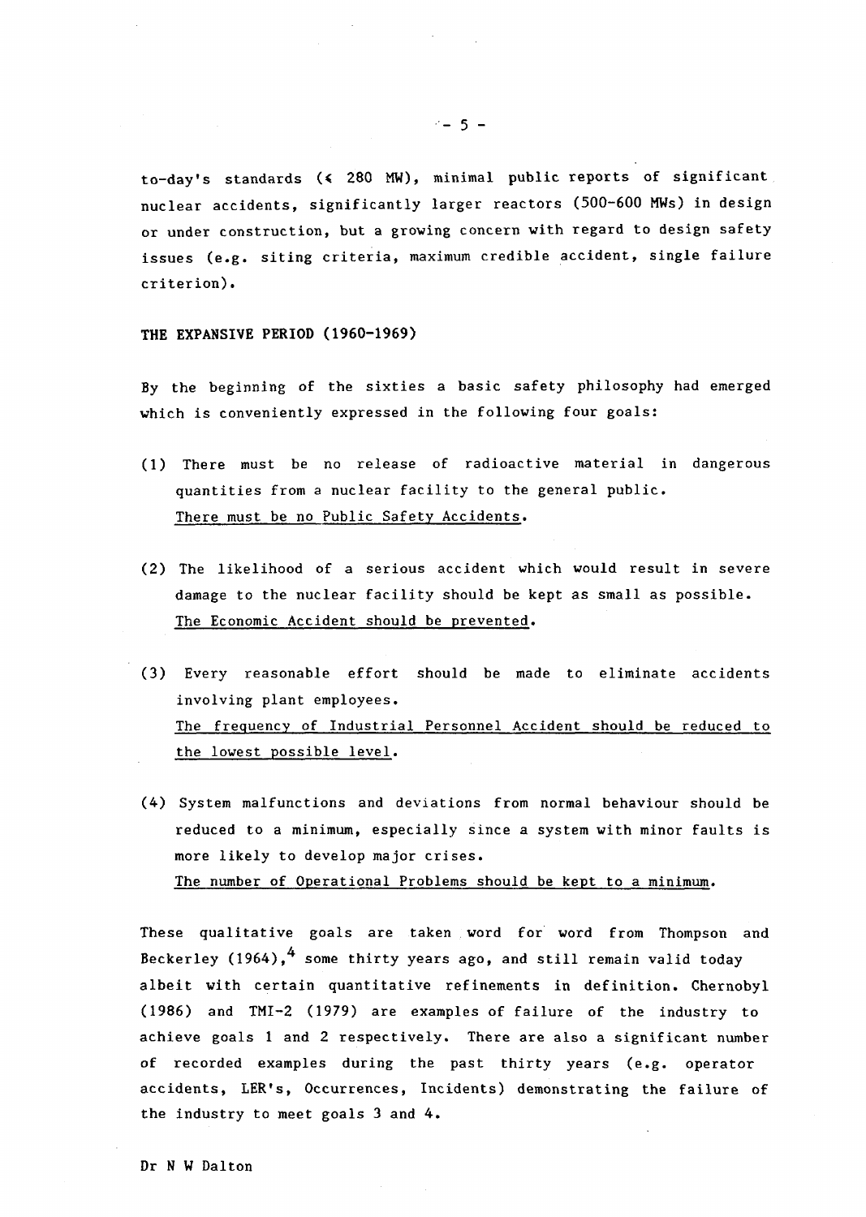to-day's standards ($<$ 280 MW), minimal public reports of significant nuclear accidents, significantly larger reactors (500-600 MWs) in design or under construction, but a growing concern with regard to design safety issues (e.g. siting criteria, maximum credible accident, single failure criterion).

## THE EXPANSIVE PERIOD (1960-1969)

By the beginning of the sixties a basic safety philosophy had emerged which is conveniently expressed in the following four goals:

(1) There must be no release of radioactive material in dangerous quantities from a nuclear facility to the general public.
<u>There must be no Public Safety Accidents.</u>

(2) The likelihood of a serious accident which would result in severe damage to the nuclear facility should be kept as small as possible.
<u>The Economic Accident should be prevented.</u>

(3) Every reasonable effort should be made to eliminate accidents involving plant employees.
<u>The frequency of Industrial Personnel Accident should be reduced to the lowest possible level.</u>

(4) System malfunctions and deviations from normal behaviour should be reduced to a minimum, especially since a system with minor faults is more likely to develop major crises.
<u>The number of Operational Problems should be kept to a minimum.</u>

These qualitative goals are taken word for word from Thompson and Beckerley (1964),[4] some thirty years ago, and still remain valid today albeit with certain quantitative refinements in definition. Chernobyl (1986) and TMI-2 (1979) are examples of failure of the industry to achieve goals 1 and 2 respectively. There are also a significant number of recorded examples during the past thirty years (e.g. operator accidents, LER's, Occurrences, Incidents) demonstrating the failure of the industry to meet goals 3 and 4.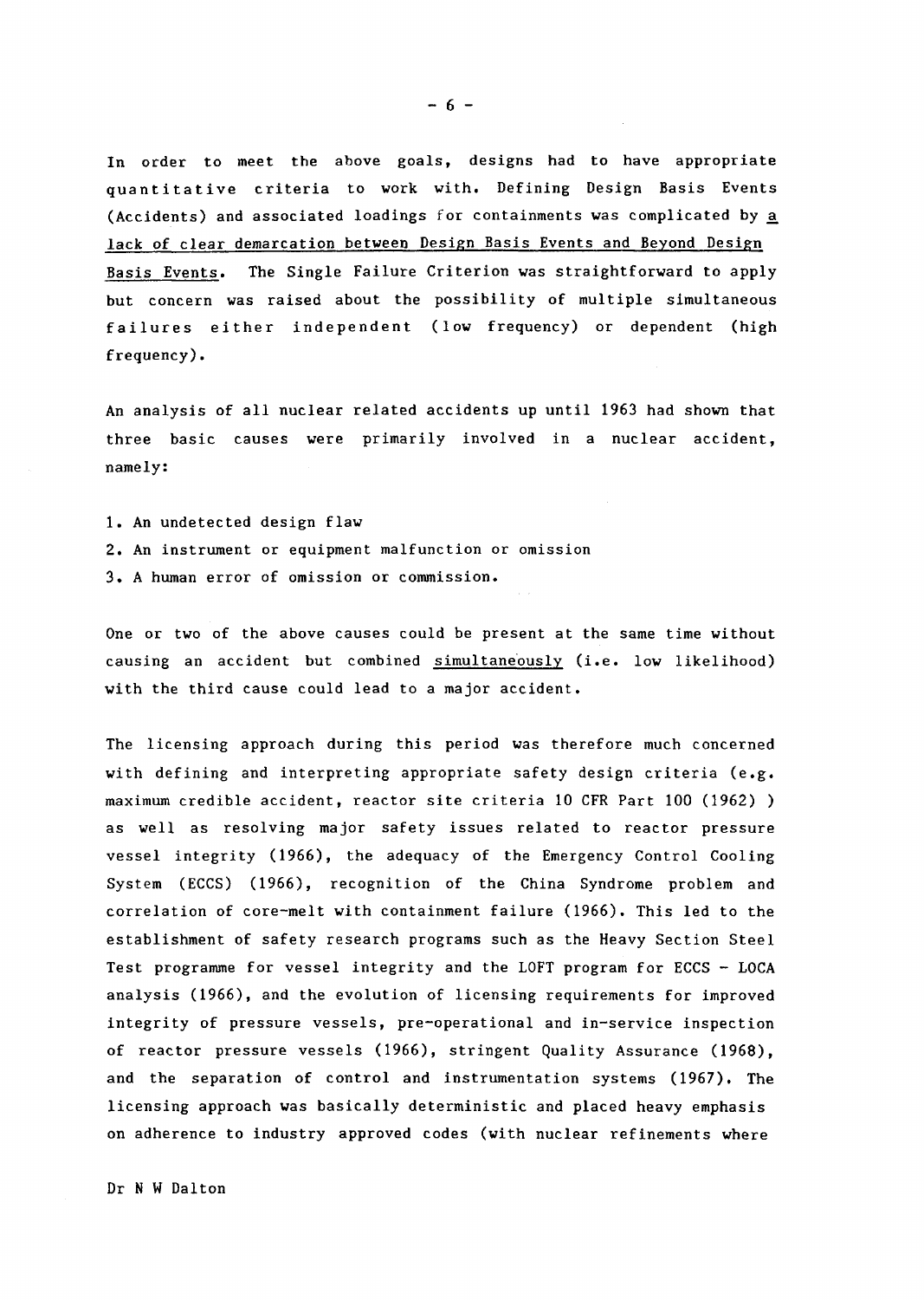In order to meet the above goals, designs had to have appropriate quantitative criteria to work with. Defining Design Basis Events (Accidents) and associated loadings for containments was complicated by a lack of clear demarcation between Design Basis Events and Beyond Design Basis Events. The Single Failure Criterion was straightforward to apply but concern was raised about the possibility of multiple simultaneous failures either independent (low frequency) or dependent (high frequency).

An analysis of all nuclear related accidents up until 1963 had shown that three basic causes were primarily involved in a nuclear accident, namely:

1. An undetected design flaw
2. An instrument or equipment malfunction or omission
3. A human error of omission or commission.

One or two of the above causes could be present at the same time without causing an accident but combined simultaneously (i.e. low likelihood) with the third cause could lead to a major accident.

The licensing approach during this period was therefore much concerned with defining and interpreting appropriate safety design criteria (e.g. maximum credible accident, reactor site criteria 10 CFR Part 100 (1962) ) as well as resolving major safety issues related to reactor pressure vessel integrity (1966), the adequacy of the Emergency Control Cooling System (ECCS) (1966), recognition of the China Syndrome problem and correlation of core-melt with containment failure (1966). This led to the establishment of safety research programs such as the Heavy Section Steel Test programme for vessel integrity and the LOFT program for ECCS - LOCA analysis (1966), and the evolution of licensing requirements for improved integrity of pressure vessels, pre-operational and in-service inspection of reactor pressure vessels (1966), stringent Quality Assurance (1968), and the separation of control and instrumentation systems (1967). The licensing approach was basically deterministic and placed heavy emphasis on adherence to industry approved codes (with nuclear refinements where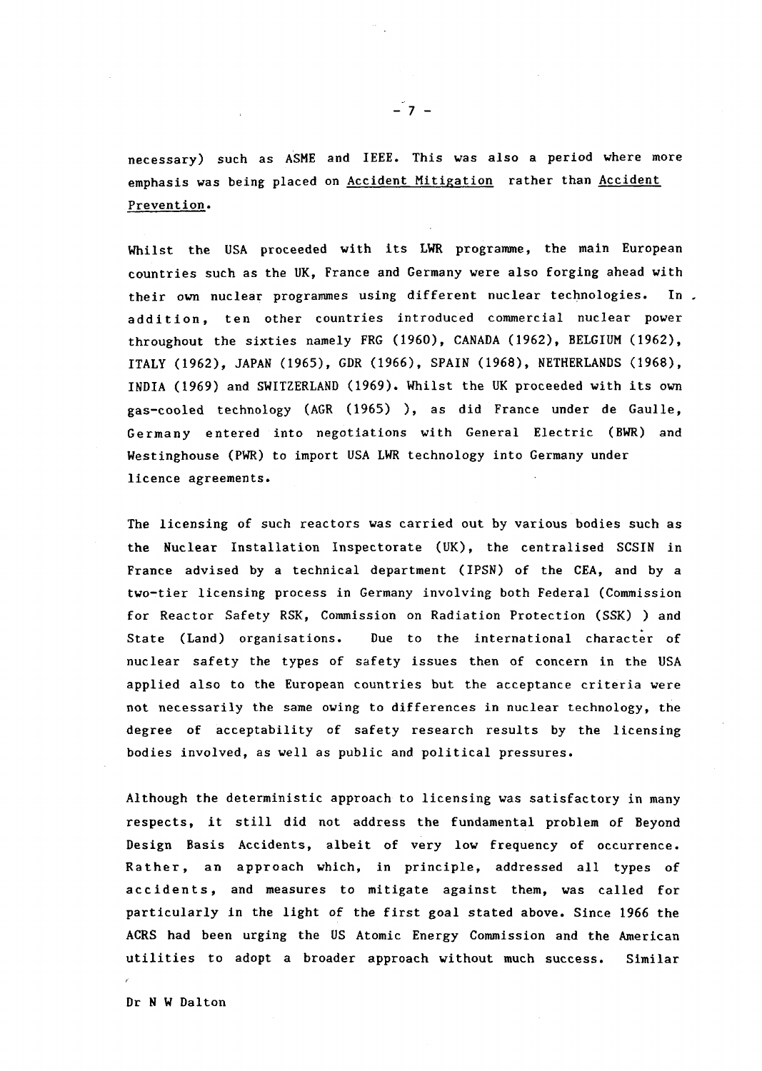necessary) such as ASME and IEEE. This was also a period where more emphasis was being placed on <u>Accident Mitigation</u> rather than <u>Accident Prevention</u>.

Whilst the USA proceeded with its LWR programme, the main European countries such as the UK, France and Germany were also forging ahead with their own nuclear programmes using different nuclear technologies. In addition, ten other countries introduced commercial nuclear power throughout the sixties namely FRG (1960), CANADA (1962), BELGIUM (1962), ITALY (1962), JAPAN (1965), GDR (1966), SPAIN (1968), NETHERLANDS (1968), INDIA (1969) and SWITZERLAND (1969). Whilst the UK proceeded with its own gas-cooled technology (AGR (1965) ), as did France under de Gaulle, Germany entered into negotiations with General Electric (BWR) and Westinghouse (PWR) to import USA LWR technology into Germany under licence agreements.

The licensing of such reactors was carried out by various bodies such as the Nuclear Installation Inspectorate (UK), the centralised SCSIN in France advised by a technical department (IPSN) of the CEA, and by a two-tier licensing process in Germany involving both Federal (Commission for Reactor Safety RSK, Commission on Radiation Protection (SSK) ) and State (Land) organisations. Due to the international character of nuclear safety the types of safety issues then of concern in the USA applied also to the European countries but the acceptance criteria were not necessarily the same owing to differences in nuclear technology, the degree of acceptability of safety research results by the licensing bodies involved, as well as public and political pressures.

Although the deterministic approach to licensing was satisfactory in many respects, it still did not address the fundamental problem of Beyond Design Basis Accidents, albeit of very low frequency of occurrence. Rather, an approach which, in principle, addressed all types of accidents, and measures to mitigate against them, was called for particularly in the light of the first goal stated above. Since 1966 the ACRS had been urging the US Atomic Energy Commission and the American utilities to adopt a broader approach without much success. Similar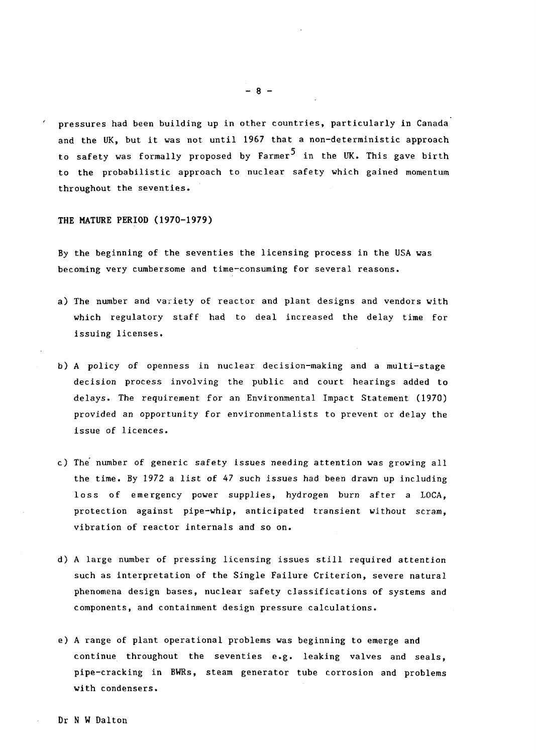pressures had been building up in other countries, particularly in Canada and the UK, but it was not until 1967 that a non-deterministic approach to safety was formally proposed by Farmer[5] in the UK. This gave birth to the probabilistic approach to nuclear safety which gained momentum throughout the seventies.

## THE MATURE PERIOD (1970-1979)

By the beginning of the seventies the licensing process in the USA was becoming very cumbersome and time-consuming for several reasons.

a) The number and variety of reactor and plant designs and vendors with which regulatory staff had to deal increased the delay time for issuing licenses.

b) A policy of openness in nuclear decision-making and a multi-stage decision process involving the public and court hearings added to delays. The requirement for an Environmental Impact Statement (1970) provided an opportunity for environmentalists to prevent or delay the issue of licences.

c) The number of generic safety issues needing attention was growing all the time. By 1972 a list of 47 such issues had been drawn up including loss of emergency power supplies, hydrogen burn after a LOCA, protection against pipe-whip, anticipated transient without scram, vibration of reactor internals and so on.

d) A large number of pressing licensing issues still required attention such as interpretation of the Single Failure Criterion, severe natural phenomena design bases, nuclear safety classifications of systems and components, and containment design pressure calculations.

e) A range of plant operational problems was beginning to emerge and continue throughout the seventies e.g. leaking valves and seals, pipe-cracking in BWRs, steam generator tube corrosion and problems with condensers.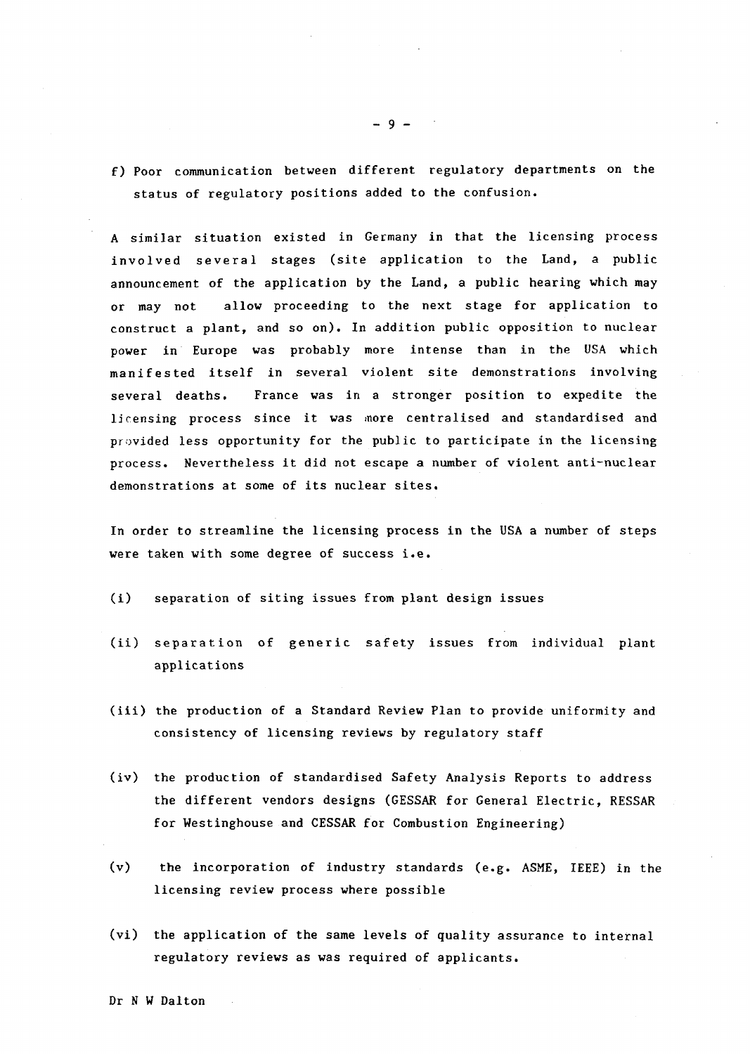f) Poor communication between different regulatory departments on the status of regulatory positions added to the confusion.

A similar situation existed in Germany in that the licensing process involved several stages (site application to the Land, a public announcement of the application by the Land, a public hearing which may or may not allow proceeding to the next stage for application to construct a plant, and so on). In addition public opposition to nuclear power in Europe was probably more intense than in the USA which manifested itself in several violent site demonstrations involving several deaths. France was in a stronger position to expedite the licensing process since it was more centralised and standardised and provided less opportunity for the public to participate in the licensing process. Nevertheless it did not escape a number of violent anti-nuclear demonstrations at some of its nuclear sites.

In order to streamline the licensing process in the USA a number of steps were taken with some degree of success i.e.

(i) separation of siting issues from plant design issues

(ii) separation of generic safety issues from individual plant applications

(iii) the production of a Standard Review Plan to provide uniformity and consistency of licensing reviews by regulatory staff

(iv) the production of standardised Safety Analysis Reports to address the different vendors designs (GESSAR for General Electric, RESSAR for Westinghouse and CESSAR for Combustion Engineering)

(v) the incorporation of industry standards (e.g. ASME, IEEE) in the licensing review process where possible

(vi) the application of the same levels of quality assurance to internal regulatory reviews as was required of applicants.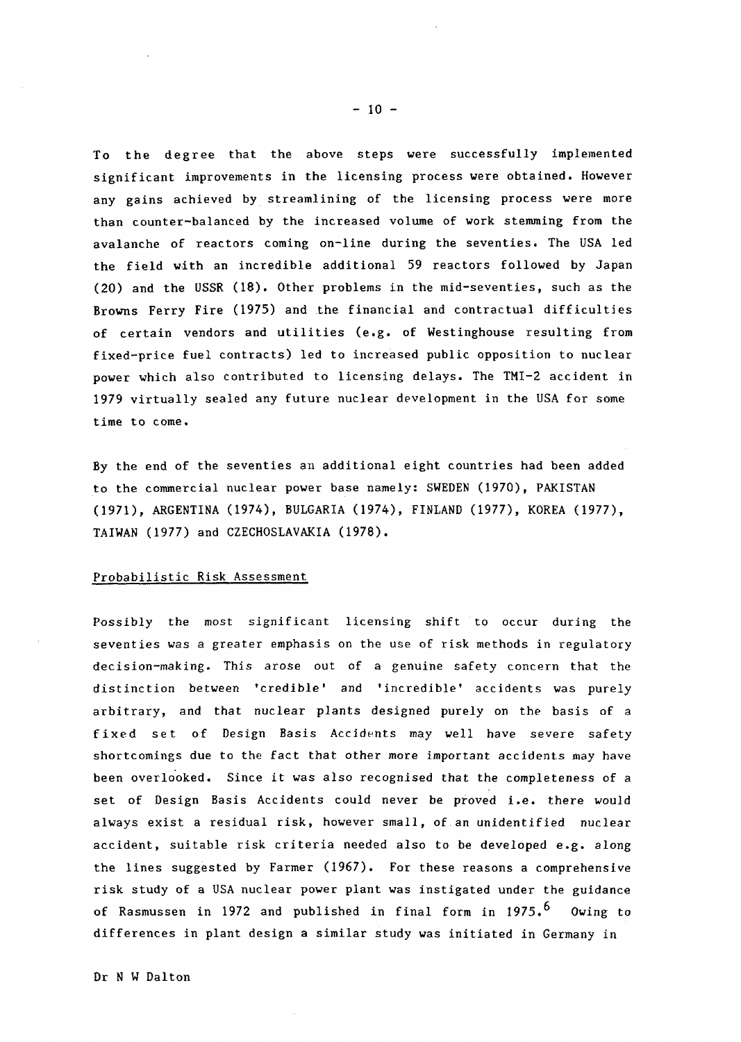To the degree that the above steps were successfully implemented significant improvements in the licensing process were obtained. However any gains achieved by streamlining of the licensing process were more than counter-balanced by the increased volume of work stemming from the avalanche of reactors coming on-line during the seventies. The USA led the field with an incredible additional 59 reactors followed by Japan (20) and the USSR (18). Other problems in the mid-seventies, such as the Browns Ferry Fire (1975) and the financial and contractual difficulties of certain vendors and utilities (e.g. of Westinghouse resulting from fixed-price fuel contracts) led to increased public opposition to nuclear power which also contributed to licensing delays. The TMI-2 accident in 1979 virtually sealed any future nuclear development in the USA for some time to come.

By the end of the seventies an additional eight countries had been added to the commercial nuclear power base namely: SWEDEN (1970), PAKISTAN (1971), ARGENTINA (1974), BULGARIA (1974), FINLAND (1977), KOREA (1977), TAIWAN (1977) and CZECHOSLAVAKIA (1978).

## Probabilistic Risk Assessment

Possibly the most significant licensing shift to occur during the seventies was a greater emphasis on the use of risk methods in regulatory decision-making. This arose out of a genuine safety concern that the distinction between 'credible' and 'incredible' accidents was purely arbitrary, and that nuclear plants designed purely on the basis of a fixed set of Design Basis Accidents may well have severe safety shortcomings due to the fact that other more important accidents may have been overlooked. Since it was also recognised that the completeness of a set of Design Basis Accidents could never be proved i.e. there would always exist a residual risk, however small, of an unidentified nuclear accident, suitable risk criteria needed also to be developed e.g. along the lines suggested by Farmer (1967). For these reasons a comprehensive risk study of a USA nuclear power plant was instigated under the guidance of Rasmussen in 1972 and published in final form in 1975.[6] Owing to differences in plant design a similar study was initiated in Germany in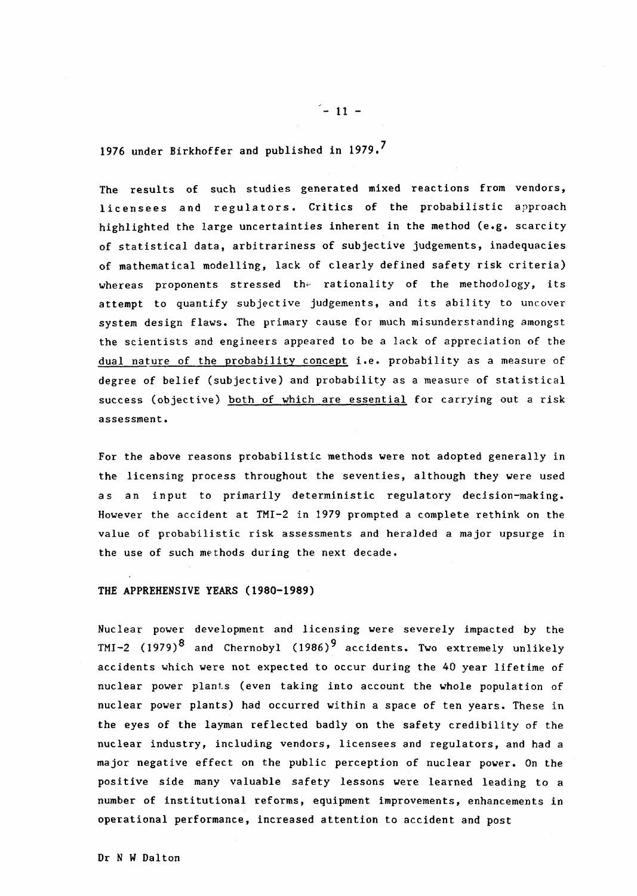1976 under Birkhoffer and published in 1979.[7]

The results of such studies generated mixed reactions from vendors, licensees and regulators. Critics of the probabilistic approach highlighted the large uncertainties inherent in the method (e.g. scarcity of statistical data, arbitrariness of subjective judgements, inadequacies of mathematical modelling, lack of clearly defined safety risk criteria) whereas proponents stressed the rationality of the methodology, its attempt to quantify subjective judgements, and its ability to uncover system design flaws. The primary cause for much misunderstanding amongst the scientists and engineers appeared to be a lack of appreciation of the dual nature of the probability concept i.e. probability as a measure of degree of belief (subjective) and probability as a measure of statistical success (objective) both of which are essential for carrying out a risk assessment.

For the above reasons probabilistic methods were not adopted generally in the licensing process throughout the seventies, although they were used as an input to primarily deterministic regulatory decision-making. However the accident at TMI-2 in 1979 prompted a complete rethink on the value of probabilistic risk assessments and heralded a major upsurge in the use of such methods during the next decade.

## THE APPREHENSIVE YEARS (1980-1989)

Nuclear power development and licensing were severely impacted by the TMI-2 (1979)[8] and Chernobyl (1986)[9] accidents. Two extremely unlikely accidents which were not expected to occur during the 40 year lifetime of nuclear power plants (even taking into account the whole population of nuclear power plants) had occurred within a space of ten years. These in the eyes of the layman reflected badly on the safety credibility of the nuclear industry, including vendors, licensees and regulators, and had a major negative effect on the public perception of nuclear power. On the positive side many valuable safety lessons were learned leading to a number of institutional reforms, equipment improvements, enhancements in operational performance, increased attention to accident and post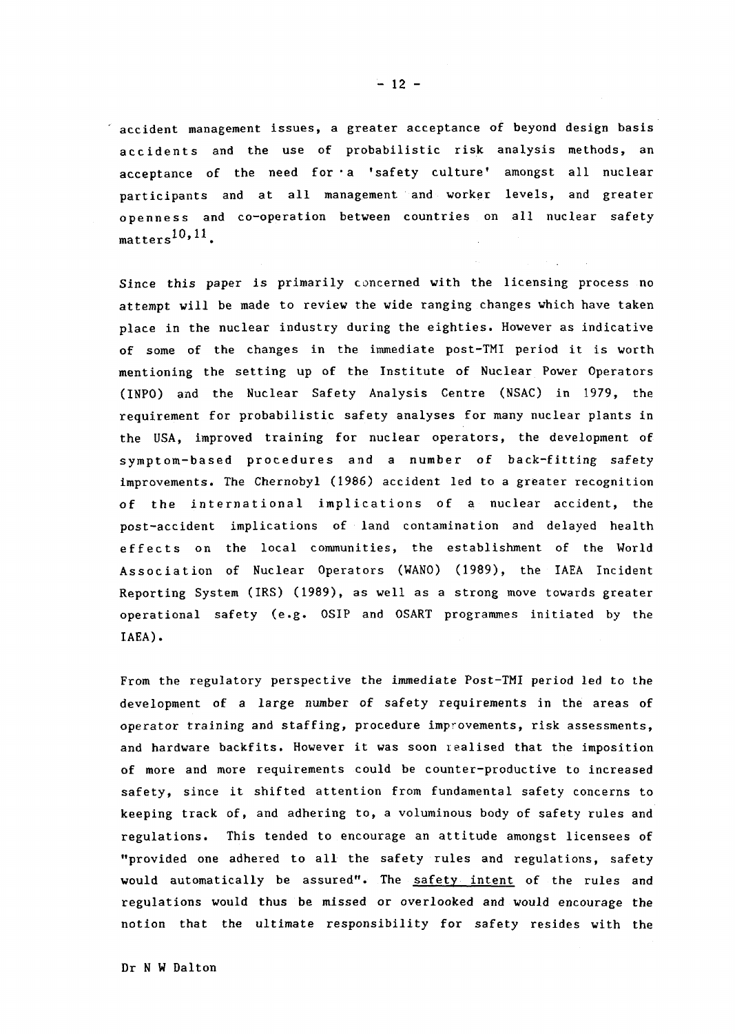accident management issues, a greater acceptance of beyond design basis accidents and the use of probabilistic risk analysis methods, an acceptance of the need for a 'safety culture' amongst all nuclear participants and at all management and worker levels, and greater openness and co-operation between countries on all nuclear safety matters[10,11].

Since this paper is primarily concerned with the licensing process no attempt will be made to review the wide ranging changes which have taken place in the nuclear industry during the eighties. However as indicative of some of the changes in the immediate post-TMI period it is worth mentioning the setting up of the Institute of Nuclear Power Operators (INPO) and the Nuclear Safety Analysis Centre (NSAC) in 1979, the requirement for probabilistic safety analyses for many nuclear plants in the USA, improved training for nuclear operators, the development of symptom-based procedures and a number of back-fitting safety improvements. The Chernobyl (1986) accident led to a greater recognition of the international implications of a nuclear accident, the post-accident implications of land contamination and delayed health effects on the local communities, the establishment of the World Association of Nuclear Operators (WANO) (1989), the IAEA Incident Reporting System (IRS) (1989), as well as a strong move towards greater operational safety (e.g. OSIP and OSART programmes initiated by the IAEA).

From the regulatory perspective the immediate Post-TMI period led to the development of a large number of safety requirements in the areas of operator training and staffing, procedure improvements, risk assessments, and hardware backfits. However it was soon realised that the imposition of more and more requirements could be counter-productive to increased safety, since it shifted attention from fundamental safety concerns to keeping track of, and adhering to, a voluminous body of safety rules and regulations. This tended to encourage an attitude amongst licensees of "provided one adhered to all the safety rules and regulations, safety would automatically be assured". The safety intent of the rules and regulations would thus be missed or overlooked and would encourage the notion that the ultimate responsibility for safety resides with the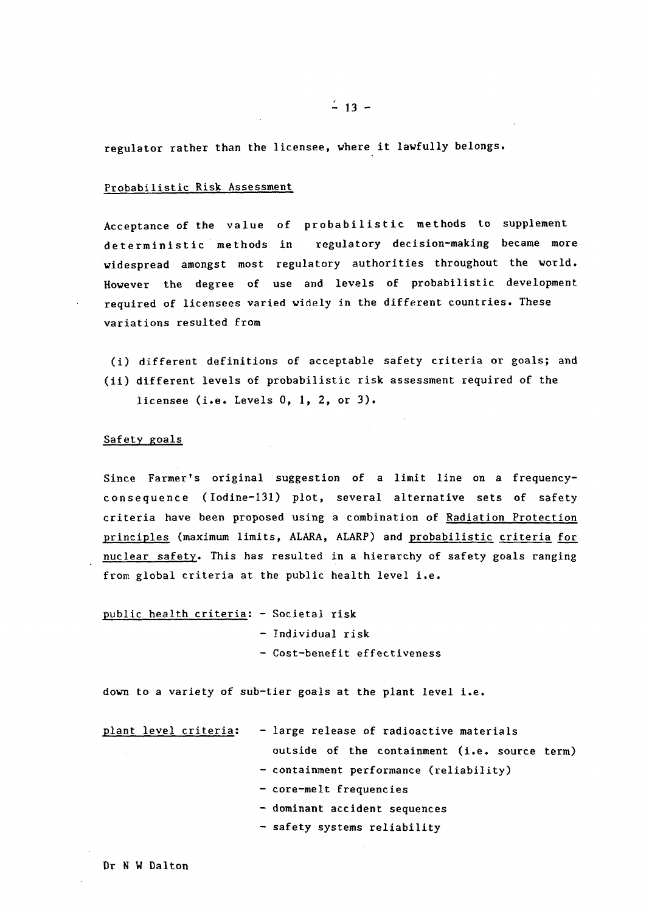regulator rather than the licensee, where it lawfully belongs.

## Probabilistic Risk Assessment

Acceptance of the value of probabilistic methods to supplement deterministic methods in regulatory decision-making became more widespread amongst most regulatory authorities throughout the world. However the degree of use and levels of probabilistic development required of licensees varied widely in the different countries. These variations resulted from

(i) different definitions of acceptable safety criteria or goals; and
(ii) different levels of probabilistic risk assessment required of the licensee (i.e. Levels 0, 1, 2, or 3).

## Safety goals

Since Farmer's original suggestion of a limit line on a frequency-consequence (Iodine-131) plot, several alternative sets of safety criteria have been proposed using a combination of Radiation Protection principles (maximum limits, ALARA, ALARP) and probabilistic criteria for nuclear safety. This has resulted in a hierarchy of safety goals ranging from global criteria at the public health level i.e.

public health criteria:
- Societal risk
- Individual risk
- Cost-benefit effectiveness

down to a variety of sub-tier goals at the plant level i.e.

plant level criteria:
- large release of radioactive materials outside of the containment (i.e. source term)
- containment performance (reliability)
- core-melt frequencies
- dominant accident sequences
- safety systems reliability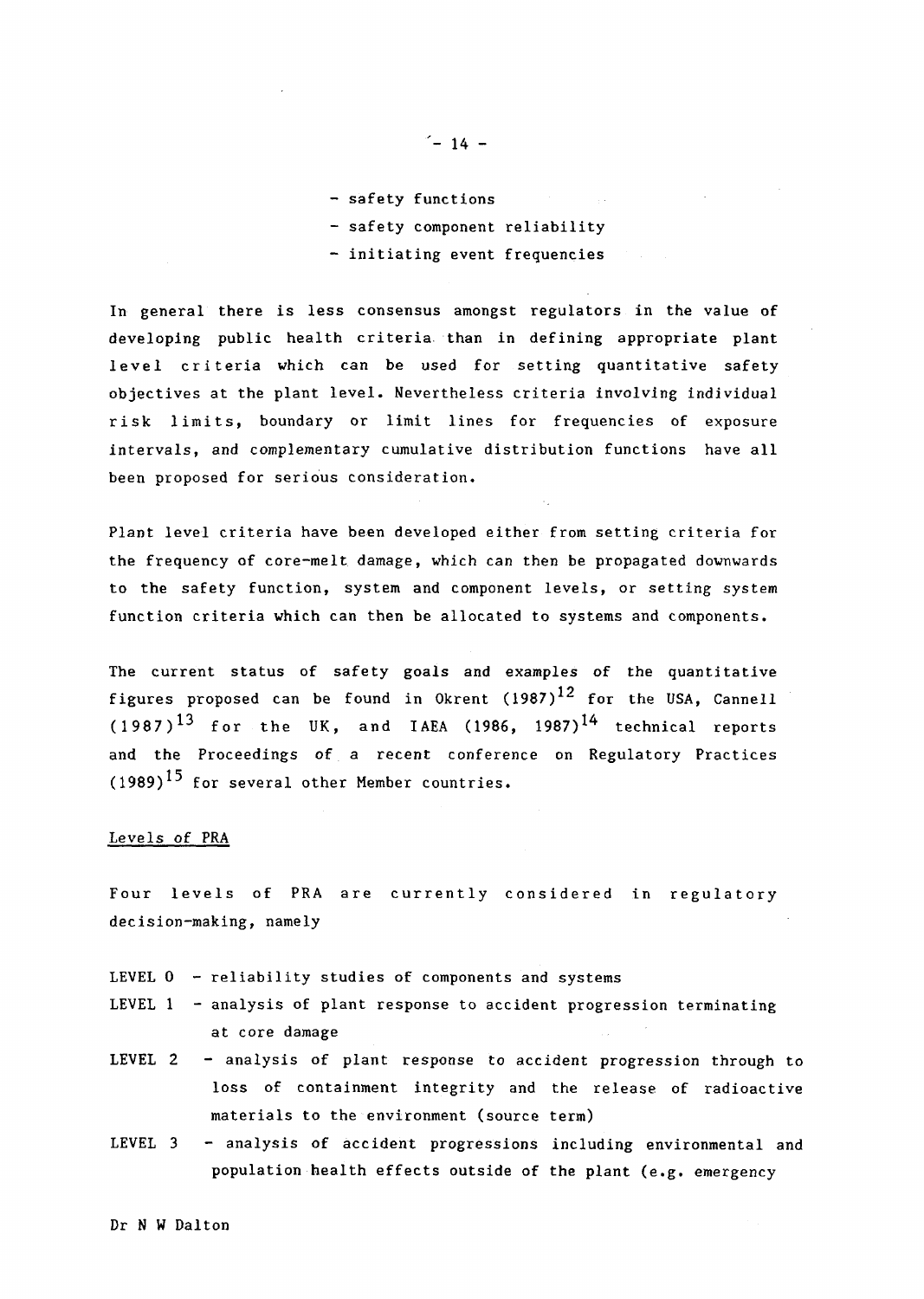- safety functions
- safety component reliability
- initiating event frequencies

In general there is less consensus amongst regulators in the value of developing public health criteria than in defining appropriate plant level criteria which can be used for setting quantitative safety objectives at the plant level. Nevertheless criteria involving individual risk limits, boundary or limit lines for frequencies of exposure intervals, and complementary cumulative distribution functions have all been proposed for serious consideration.

Plant level criteria have been developed either from setting criteria for the frequency of core-melt damage, which can then be propagated downwards to the safety function, system and component levels, or setting system function criteria which can then be allocated to systems and components.

The current status of safety goals and examples of the quantitative figures proposed can be found in Okrent (1987)[12] for the USA, Cannell (1987)[13] for the UK, and IAEA (1986, 1987)[14] technical reports and the Proceedings of a recent conference on Regulatory Practices (1989)[15] for several other Member countries.

<u>Levels of PRA</u>

Four levels of PRA are currently considered in regulatory decision-making, namely

- LEVEL 0 - reliability studies of components and systems
- LEVEL 1 - analysis of plant response to accident progression terminating at core damage
- LEVEL 2 - analysis of plant response to accident progression through to loss of containment integrity and the release of radioactive materials to the environment (source term)
- LEVEL 3 - analysis of accident progressions including environmental and population health effects outside of the plant (e.g. emergency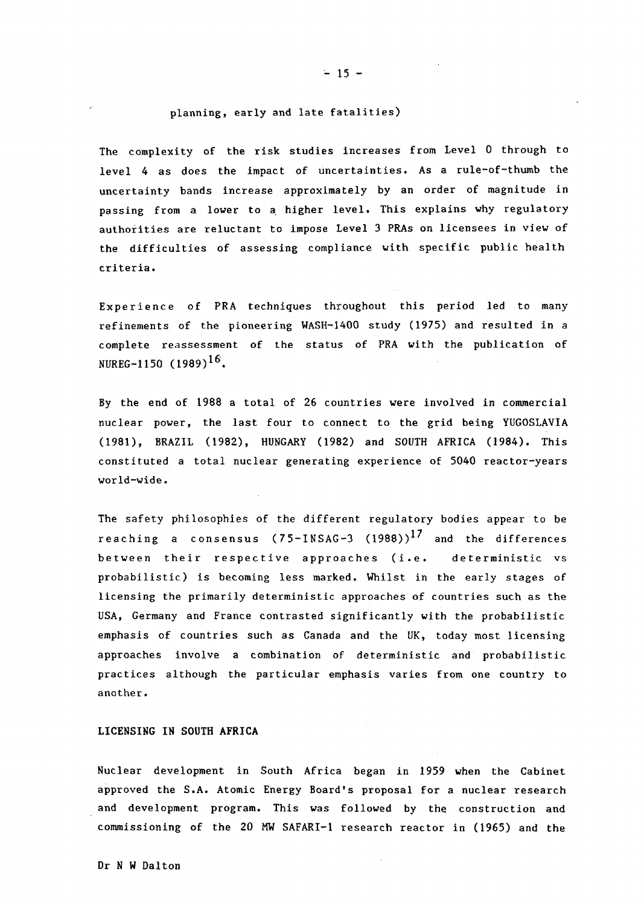planning, early and late fatalities)

The complexity of the risk studies increases from Level 0 through to level 4 as does the impact of uncertainties. As a rule-of-thumb the uncertainty bands increase approximately by an order of magnitude in passing from a lower to a higher level. This explains why regulatory authorities are reluctant to impose Level 3 PRAs on licensees in view of the difficulties of assessing compliance with specific public health criteria.

Experience of PRA techniques throughout this period led to many refinements of the pioneering WASH-1400 study (1975) and resulted in a complete reassessment of the status of PRA with the publication of NUREG-1150 (1989)[16].

By the end of 1988 a total of 26 countries were involved in commercial nuclear power, the last four to connect to the grid being YUGOSLAVIA (1981), BRAZIL (1982), HUNGARY (1982) and SOUTH AFRICA (1984). This constituted a total nuclear generating experience of 5040 reactor-years world-wide.

The safety philosophies of the different regulatory bodies appear to be reaching a consensus (75-INSAG-3 (1988))[17] and the differences between their respective approaches (i.e. deterministic vs probabilistic) is becoming less marked. Whilst in the early stages of licensing the primarily deterministic approaches of countries such as the USA, Germany and France contrasted significantly with the probabilistic emphasis of countries such as Canada and the UK, today most licensing approaches involve a combination of deterministic and probabilistic practices although the particular emphasis varies from one country to another.

## LICENSING IN SOUTH AFRICA

Nuclear development in South Africa began in 1959 when the Cabinet approved the S.A. Atomic Energy Board's proposal for a nuclear research and development program. This was followed by the construction and commissioning of the 20 MW SAFARI-1 research reactor in (1965) and the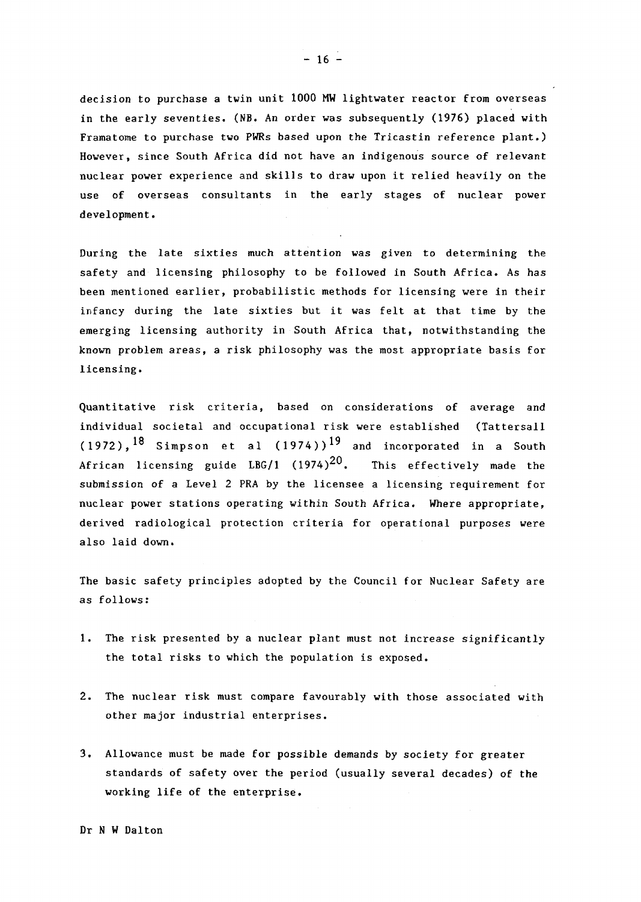decision to purchase a twin unit 1000 MW lightwater reactor from overseas in the early seventies. (NB. An order was subsequently (1976) placed with Framatome to purchase two PWRs based upon the Tricastin reference plant.) However, since South Africa did not have an indigenous source of relevant nuclear power experience and skills to draw upon it relied heavily on the use of overseas consultants in the early stages of nuclear power development.

During the late sixties much attention was given to determining the safety and licensing philosophy to be followed in South Africa. As has been mentioned earlier, probabilistic methods for licensing were in their infancy during the late sixties but it was felt at that time by the emerging licensing authority in South Africa that, notwithstanding the known problem areas, a risk philosophy was the most appropriate basis for licensing.

Quantitative risk criteria, based on considerations of average and individual societal and occupational risk were established (Tattersall (1972),[18] Simpson et al (1974))[19] and incorporated in a South African licensing guide LBG/1 (1974)[20]. This effectively made the submission of a Level 2 PRA by the licensee a licensing requirement for nuclear power stations operating within South Africa. Where appropriate, derived radiological protection criteria for operational purposes were also laid down.

The basic safety principles adopted by the Council for Nuclear Safety are as follows:

1. The risk presented by a nuclear plant must not increase significantly the total risks to which the population is exposed.

2. The nuclear risk must compare favourably with those associated with other major industrial enterprises.

3. Allowance must be made for possible demands by society for greater standards of safety over the period (usually several decades) of the working life of the enterprise.

Dr N W Dalton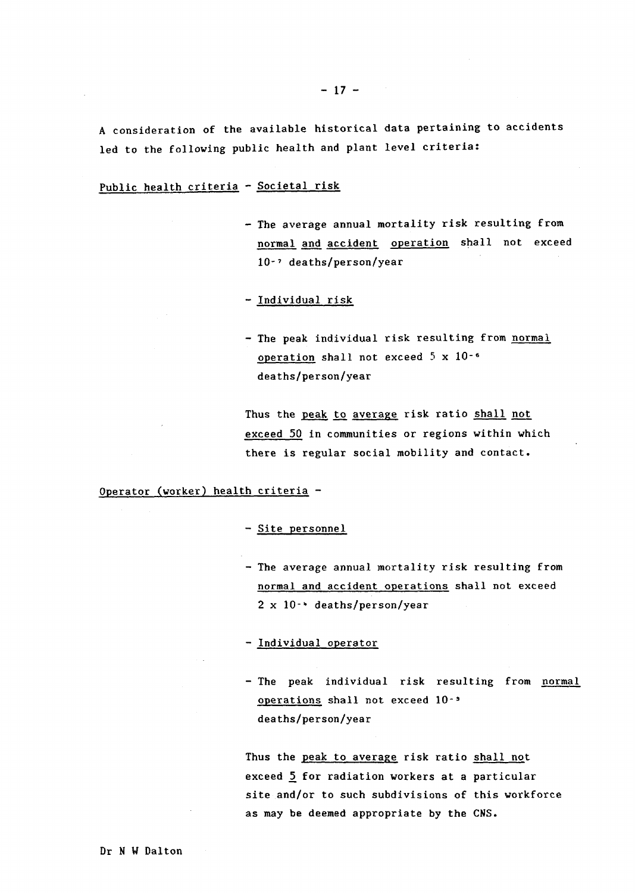A consideration of the available historical data pertaining to accidents led to the following public health and plant level criteria:

Public health criteria - Societal risk

- The average annual mortality risk resulting from normal and accident operation shall not exceed $10^{-7}$ deaths/person/year

- Individual risk

- The peak individual risk resulting from normal operation shall not exceed $5 \times 10^{-6}$ deaths/person/year

Thus the peak to average risk ratio shall not exceed 50 in communities or regions within which there is regular social mobility and contact.

Operator (worker) health criteria -

- Site personnel

- The average annual mortality risk resulting from normal and accident operations shall not exceed $2 \times 10^{-4}$ deaths/person/year

- Individual operator

- The peak individual risk resulting from normal operations shall not exceed $10^{-3}$ deaths/person/year

Thus the peak to average risk ratio shall not exceed 5 for radiation workers at a particular site and/or to such subdivisions of this workforce as may be deemed appropriate by the CNS.

Dr N W Dalton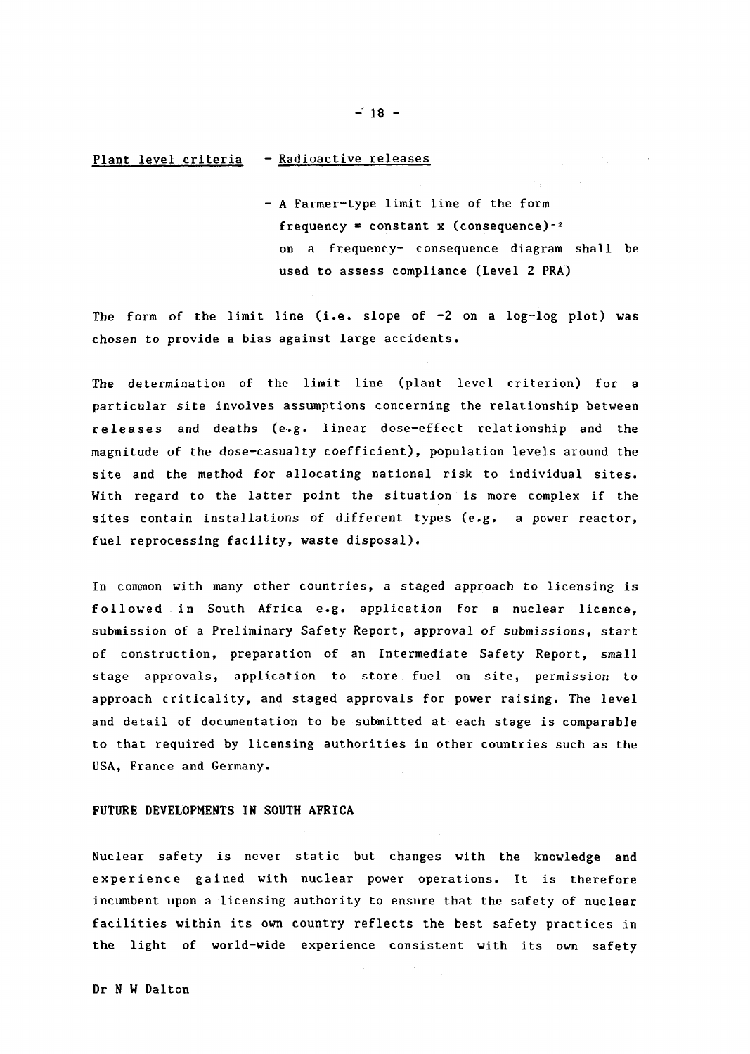Plant level criteria - Radioactive releases

- A Farmer-type limit line of the form frequency = constant x $(\text{consequence})^{-2}$ on a frequency- consequence diagram shall be used to assess compliance (Level 2 PRA)

The form of the limit line (i.e. slope of -2 on a log-log plot) was chosen to provide a bias against large accidents.

The determination of the limit line (plant level criterion) for a particular site involves assumptions concerning the relationship between releases and deaths (e.g. linear dose-effect relationship and the magnitude of the dose-casualty coefficient), population levels around the site and the method for allocating national risk to individual sites. With regard to the latter point the situation is more complex if the sites contain installations of different types (e.g. a power reactor, fuel reprocessing facility, waste disposal).

In common with many other countries, a staged approach to licensing is followed in South Africa e.g. application for a nuclear licence, submission of a Preliminary Safety Report, approval of submissions, start of construction, preparation of an Intermediate Safety Report, small stage approvals, application to store fuel on site, permission to approach criticality, and staged approvals for power raising. The level and detail of documentation to be submitted at each stage is comparable to that required by licensing authorities in other countries such as the USA, France and Germany.

## FUTURE DEVELOPMENTS IN SOUTH AFRICA

Nuclear safety is never static but changes with the knowledge and experience gained with nuclear power operations. It is therefore incumbent upon a licensing authority to ensure that the safety of nuclear facilities within its own country reflects the best safety practices in the light of world-wide experience consistent with its own safety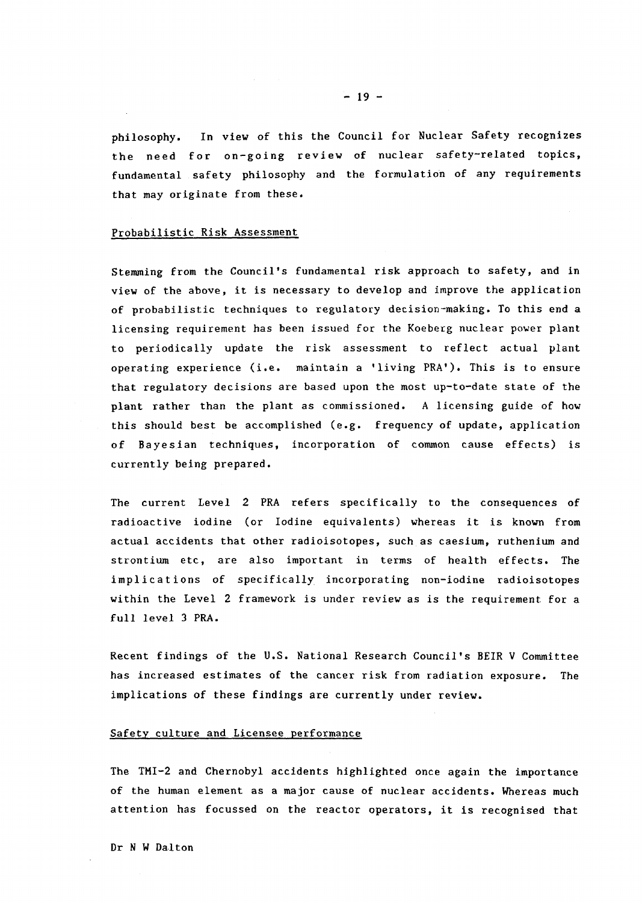philosophy. In view of this the Council for Nuclear Safety recognizes the need for on-going review of nuclear safety-related topics, fundamental safety philosophy and the formulation of any requirements that may originate from these.

## Probabilistic Risk Assessment

Stemming from the Council's fundamental risk approach to safety, and in view of the above, it is necessary to develop and improve the application of probabilistic techniques to regulatory decision-making. To this end a licensing requirement has been issued for the Koeberg nuclear power plant to periodically update the risk assessment to reflect actual plant operating experience (i.e. maintain a 'living PRA'). This is to ensure that regulatory decisions are based upon the most up-to-date state of the plant rather than the plant as commissioned. A licensing guide of how this should best be accomplished (e.g. frequency of update, application of Bayesian techniques, incorporation of common cause effects) is currently being prepared.

The current Level 2 PRA refers specifically to the consequences of radioactive iodine (or Iodine equivalents) whereas it is known from actual accidents that other radioisotopes, such as caesium, ruthenium and strontium etc, are also important in terms of health effects. The implications of specifically incorporating non-iodine radioisotopes within the Level 2 framework is under review as is the requirement for a full level 3 PRA.

Recent findings of the U.S. National Research Council's BEIR V Committee has increased estimates of the cancer risk from radiation exposure. The implications of these findings are currently under review.

## Safety culture and Licensee performance

The TMI-2 and Chernobyl accidents highlighted once again the importance of the human element as a major cause of nuclear accidents. Whereas much attention has focussed on the reactor operators, it is recognised that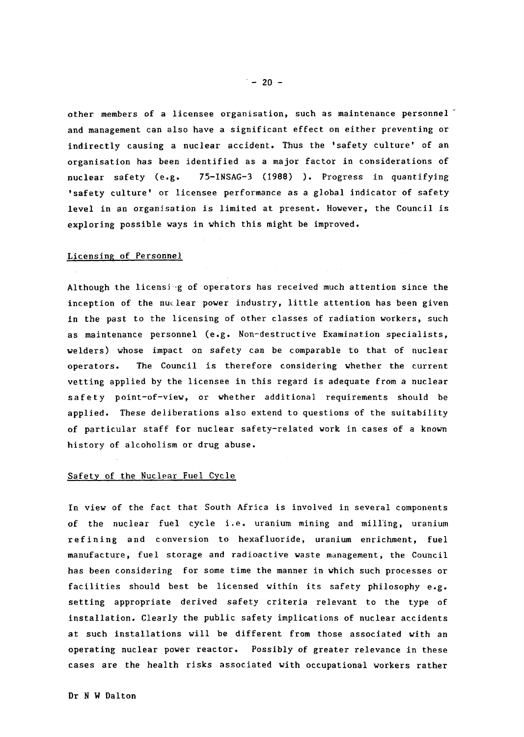other members of a licensee organisation, such as maintenance personnel and management can also have a significant effect on either preventing or indirectly causing a nuclear accident. Thus the 'safety culture' of an organisation has been identified as a major factor in considerations of nuclear safety (e.g. 75-INSAG-3 (1988) ). Progress in quantifying 'safety culture' or licensee performance as a global indicator of safety level in an organisation is limited at present. However, the Council is exploring possible ways in which this might be improved.

## Licensing of Personnel

Although the licensing of operators has received much attention since the inception of the nuclear power industry, little attention has been given in the past to the licensing of other classes of radiation workers, such as maintenance personnel (e.g. Non-destructive Examination specialists, welders) whose impact on safety can be comparable to that of nuclear operators. The Council is therefore considering whether the current vetting applied by the licensee in this regard is adequate from a nuclear safety point-of-view, or whether additional requirements should be applied. These deliberations also extend to questions of the suitability of particular staff for nuclear safety-related work in cases of a known history of alcoholism or drug abuse.

## Safety of the Nuclear Fuel Cycle

In view of the fact that South Africa is involved in several components of the nuclear fuel cycle i.e. uranium mining and milling, uranium refining and conversion to hexafluoride, uranium enrichment, fuel manufacture, fuel storage and radioactive waste management, the Council has been considering for some time the manner in which such processes or facilities should best be licensed within its safety philosophy e.g. setting appropriate derived safety criteria relevant to the type of installation. Clearly the public safety implications of nuclear accidents at such installations will be different from those associated with an operating nuclear power reactor. Possibly of greater relevance in these cases are the health risks associated with occupational workers rather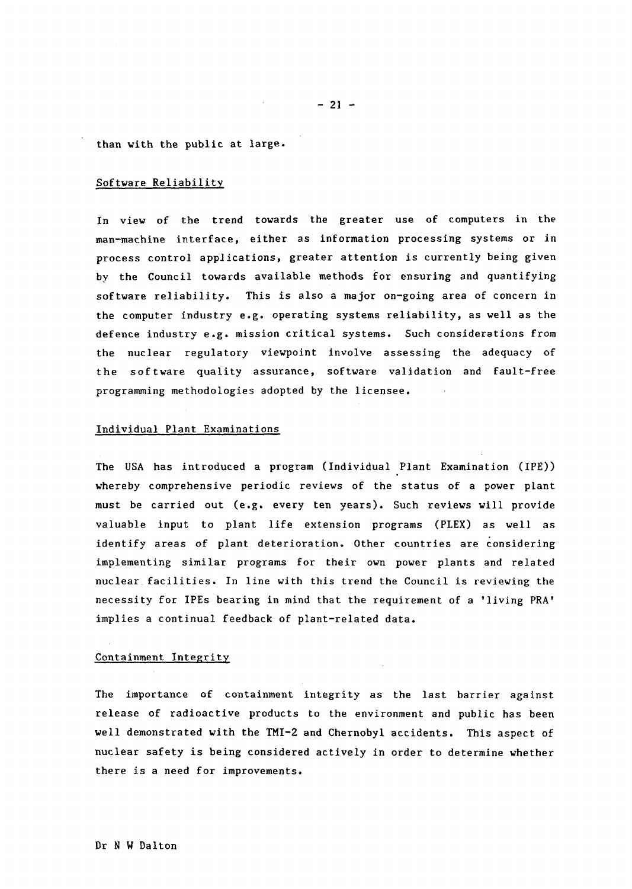than with the public at large.

## Software Reliability

In view of the trend towards the greater use of computers in the man-machine interface, either as information processing systems or in process control applications, greater attention is currently being given by the Council towards available methods for ensuring and quantifying software reliability. This is also a major on-going area of concern in the computer industry e.g. operating systems reliability, as well as the defence industry e.g. mission critical systems. Such considerations from the nuclear regulatory viewpoint involve assessing the adequacy of the software quality assurance, software validation and fault-free programming methodologies adopted by the licensee.

## Individual Plant Examinations

The USA has introduced a program (Individual Plant Examination (IPE)) whereby comprehensive periodic reviews of the status of a power plant must be carried out (e.g. every ten years). Such reviews will provide valuable input to plant life extension programs (PLEX) as well as identify areas of plant deterioration. Other countries are considering implementing similar programs for their own power plants and related nuclear facilities. In line with this trend the Council is reviewing the necessity for IPEs bearing in mind that the requirement of a 'living PRA' implies a continual feedback of plant-related data.

## Containment Integrity

The importance of containment integrity as the last barrier against release of radioactive products to the environment and public has been well demonstrated with the TMI-2 and Chernobyl accidents. This aspect of nuclear safety is being considered actively in order to determine whether there is a need for improvements.

Dr N W Dalton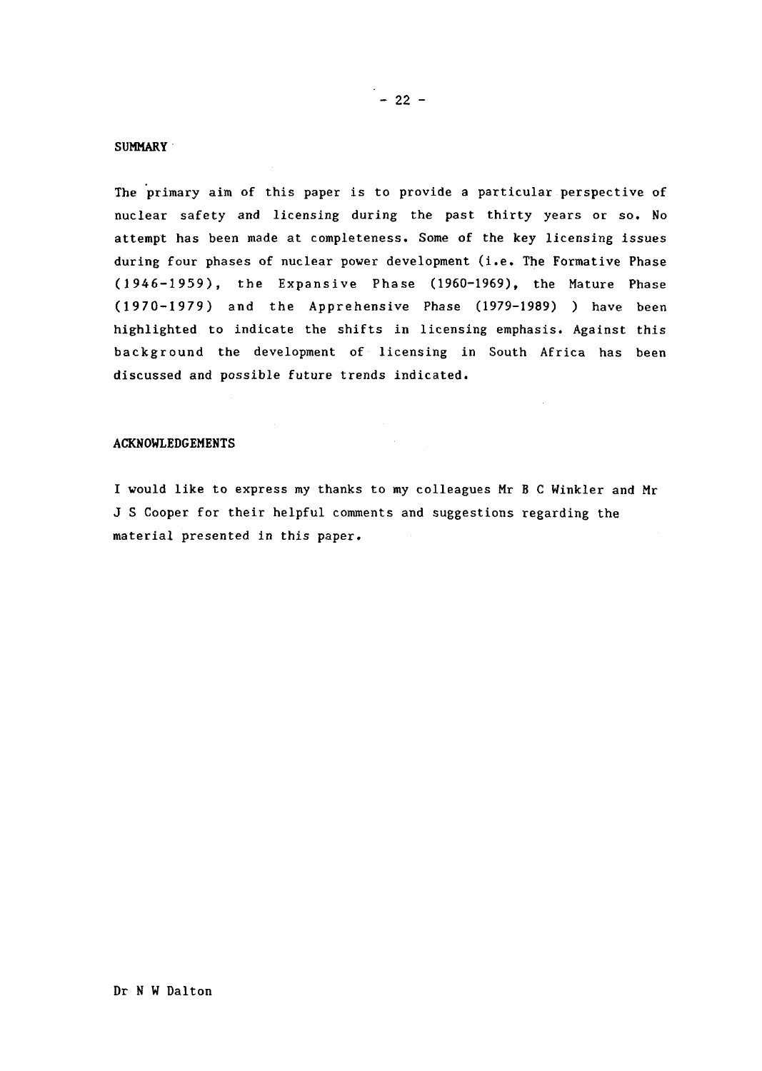## SUMMARY

The primary aim of this paper is to provide a particular perspective of nuclear safety and licensing during the past thirty years or so. No attempt has been made at completeness. Some of the key licensing issues during four phases of nuclear power development (i.e. The Formative Phase (1946-1959), the Expansive Phase (1960-1969), the Mature Phase (1970-1979) and the Apprehensive Phase (1979-1989) ) have been highlighted to indicate the shifts in licensing emphasis. Against this background the development of licensing in South Africa has been discussed and possible future trends indicated.

## ACKNOWLEDGEMENTS

I would like to express my thanks to my colleagues Mr B C Winkler and Mr J S Cooper for their helpful comments and suggestions regarding the material presented in this paper.

Dr N W Dalton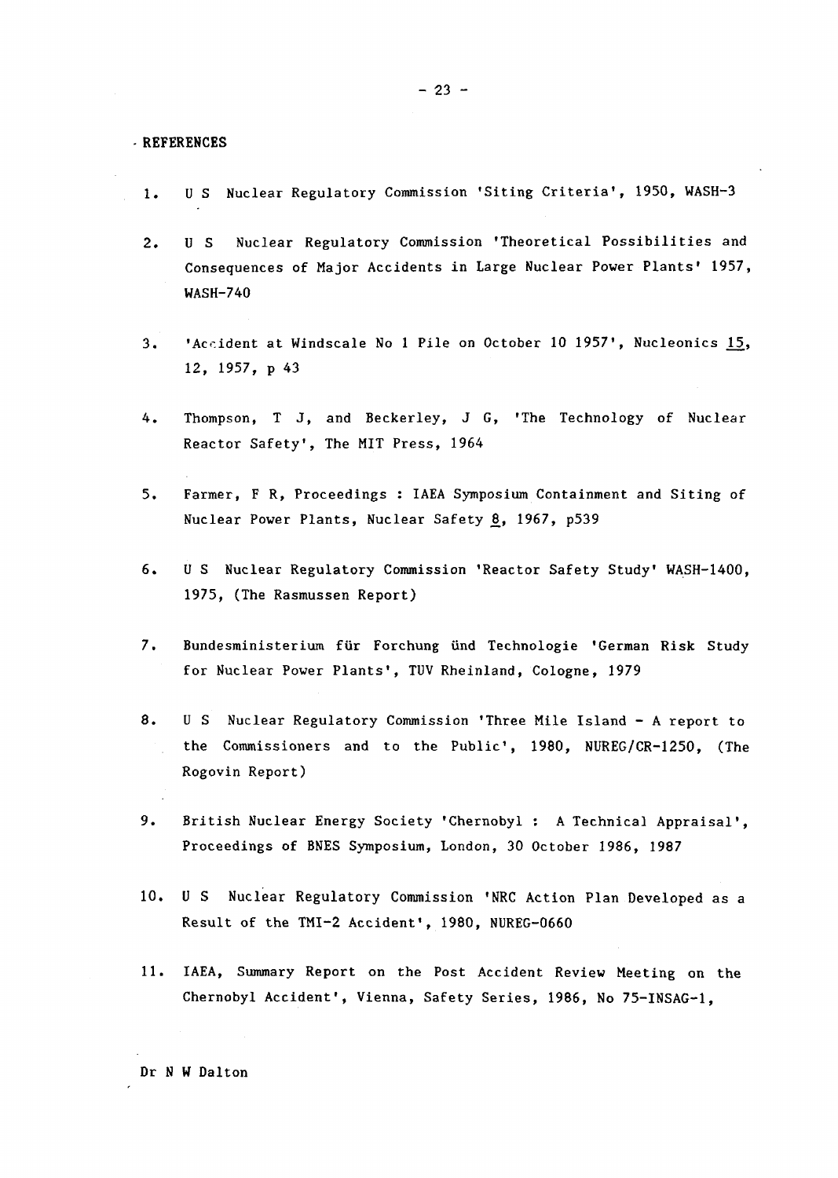## REFERENCES

1. U S Nuclear Regulatory Commission 'Siting Criteria', 1950, WASH-3

2. U S Nuclear Regulatory Commission 'Theoretical Possibilities and Consequences of Major Accidents in Large Nuclear Power Plants' 1957, WASH-740

3. 'Accident at Windscale No 1 Pile on October 10 1957', Nucleonics 15, 12, 1957, p 43

4. Thompson, T J, and Beckerley, J G, 'The Technology of Nuclear Reactor Safety', The MIT Press, 1964

5. Farmer, F R, Proceedings : IAEA Symposium Containment and Siting of Nuclear Power Plants, Nuclear Safety 8, 1967, p539

6. U S Nuclear Regulatory Commission 'Reactor Safety Study' WASH-1400, 1975, (The Rasmussen Report)

7. Bundesministerium für Forchung ünd Technologie 'German Risk Study for Nuclear Power Plants', TUV Rheinland, Cologne, 1979

8. U S Nuclear Regulatory Commission 'Three Mile Island - A report to the Commissioners and to the Public', 1980, NUREG/CR-1250, (The Rogovin Report)

9. British Nuclear Energy Society 'Chernobyl : A Technical Appraisal', Proceedings of BNES Symposium, London, 30 October 1986, 1987

10. U S Nuclear Regulatory Commission 'NRC Action Plan Developed as a Result of the TMI-2 Accident', 1980, NUREG-0660

11. IAEA, Summary Report on the Post Accident Review Meeting on the Chernobyl Accident', Vienna, Safety Series, 1986, No 75-INSAG-1,

Dr N W Dalton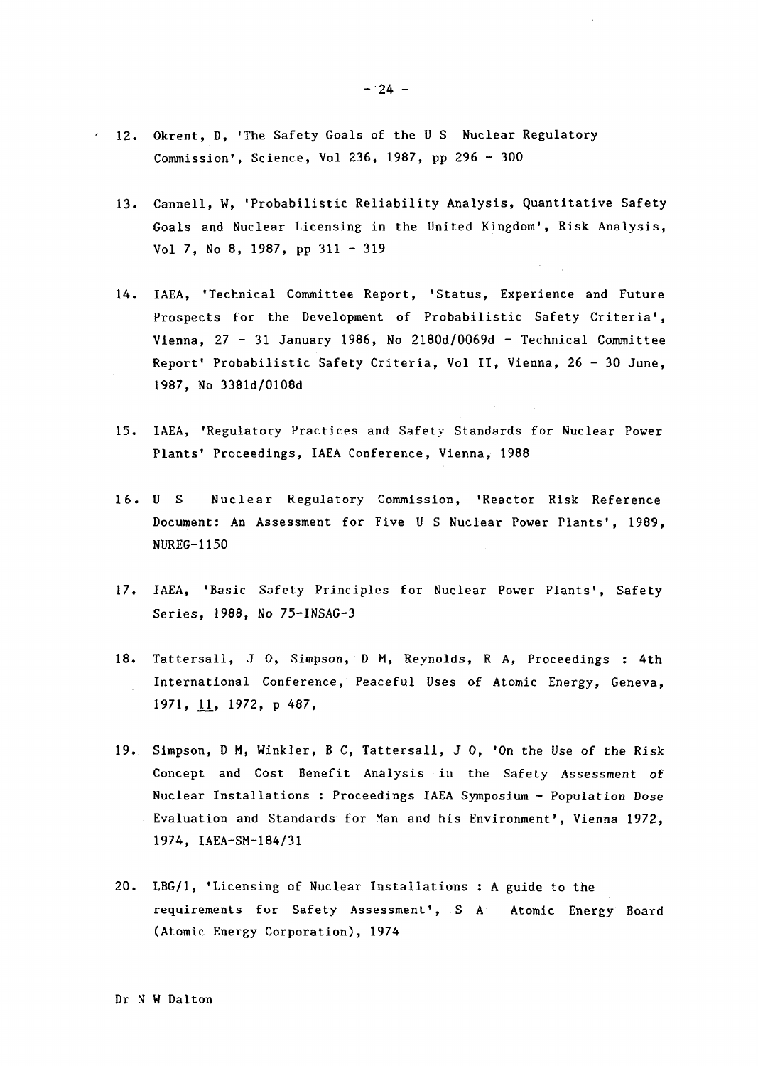12. Okrent, D, 'The Safety Goals of the U S Nuclear Regulatory Commission', Science, Vol 236, 1987, pp 296 - 300

13. Cannell, W, 'Probabilistic Reliability Analysis, Quantitative Safety Goals and Nuclear Licensing in the United Kingdom', Risk Analysis, Vol 7, No 8, 1987, pp 311 - 319

14. IAEA, 'Technical Committee Report, 'Status, Experience and Future Prospects for the Development of Probabilistic Safety Criteria', Vienna, 27 - 31 January 1986, No 2180d/0069d - Technical Committee Report' Probabilistic Safety Criteria, Vol II, Vienna, 26 - 30 June, 1987, No 3381d/0108d

15. IAEA, 'Regulatory Practices and Safety Standards for Nuclear Power Plants' Proceedings, IAEA Conference, Vienna, 1988

16. U S Nuclear Regulatory Commission, 'Reactor Risk Reference Document: An Assessment for Five U S Nuclear Power Plants', 1989, NUREG-1150

17. IAEA, 'Basic Safety Principles for Nuclear Power Plants', Safety Series, 1988, No 75-INSAG-3

18. Tattersall, J O, Simpson, D M, Reynolds, R A, Proceedings : 4th International Conference, Peaceful Uses of Atomic Energy, Geneva, 1971, 11, 1972, p 487,

19. Simpson, D M, Winkler, B C, Tattersall, J O, 'On the Use of the Risk Concept and Cost Benefit Analysis in the Safety Assessment of Nuclear Installations : Proceedings IAEA Symposium - Population Dose Evaluation and Standards for Man and his Environment', Vienna 1972, 1974, IAEA-SM-184/31

20. LBG/1, 'Licensing of Nuclear Installations : A guide to the requirements for Safety Assessment', S A Atomic Energy Board (Atomic Energy Corporation), 1974

Dr N W Dalton